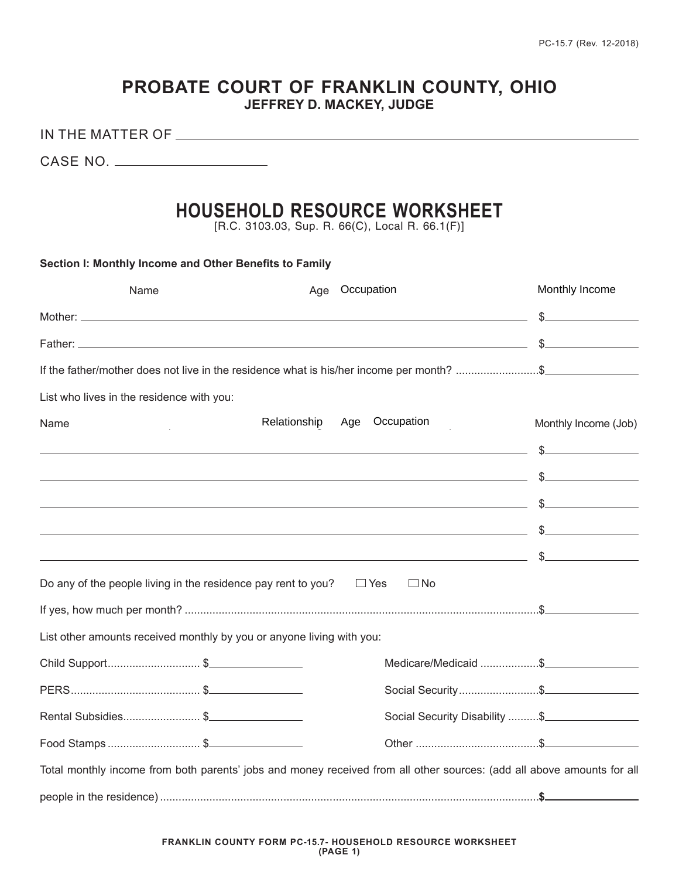PC-15.7 (Rev. 12-2018)

# PROBATE COURT OF FRANKLIN COUNTY, OHIO

**JEFFREY D. MACKEY, JUDGE**

IN THE MATTER OF ______________________________________________

CASE NO. ____________________

## HOUSEHOLD RESOURCE WORKSHEET

[R.C. 3103.03, Sup. R. 66(C), Local R. 66.1(F)]

**Section I: Monthly Income and Other Benefits to Family**

| | Name | Age | Occupation | Monthly Income |
|---|---|---|---|---|
| Mother: | | | | $ |
| Father: | | | | $ |

If the father/mother does not live in the residence what is his/her income per month? ..........................$__________

List who lives in the residence with you:

| Name | Relationship | Age | Occupation | Monthly Income (Job) |
|---|---|---|---|---|
| | | | | $ |
| | | | | $ |
| | | | | $ |
| | | | | $ |
| | | | | $ |

Do any of the people living in the residence pay rent to you? ☐ Yes ☐ No

If yes, how much per month? ....................................................................................................................$__________

List other amounts received monthly by you or anyone living with you:

| | | | |
|---|---|---|---|
| Child Support............................. | $ | Medicare/Medicaid .................. | $ |
| PERS........................................... | $ | Social Security.......................... | $ |
| Rental Subsidies......................... | $ | Social Security Disability .......... | $ |
| Food Stamps ............................. | $ | Other ......................................... | $ |

Total monthly income from both parents' jobs and money received from all other sources: (add all above amounts for all people in the residence) ...........................................................................................................................**$**__________

FRANKLIN COUNTY FORM PC-15.7- HOUSEHOLD RESOURCE WORKSHEET
(PAGE 1)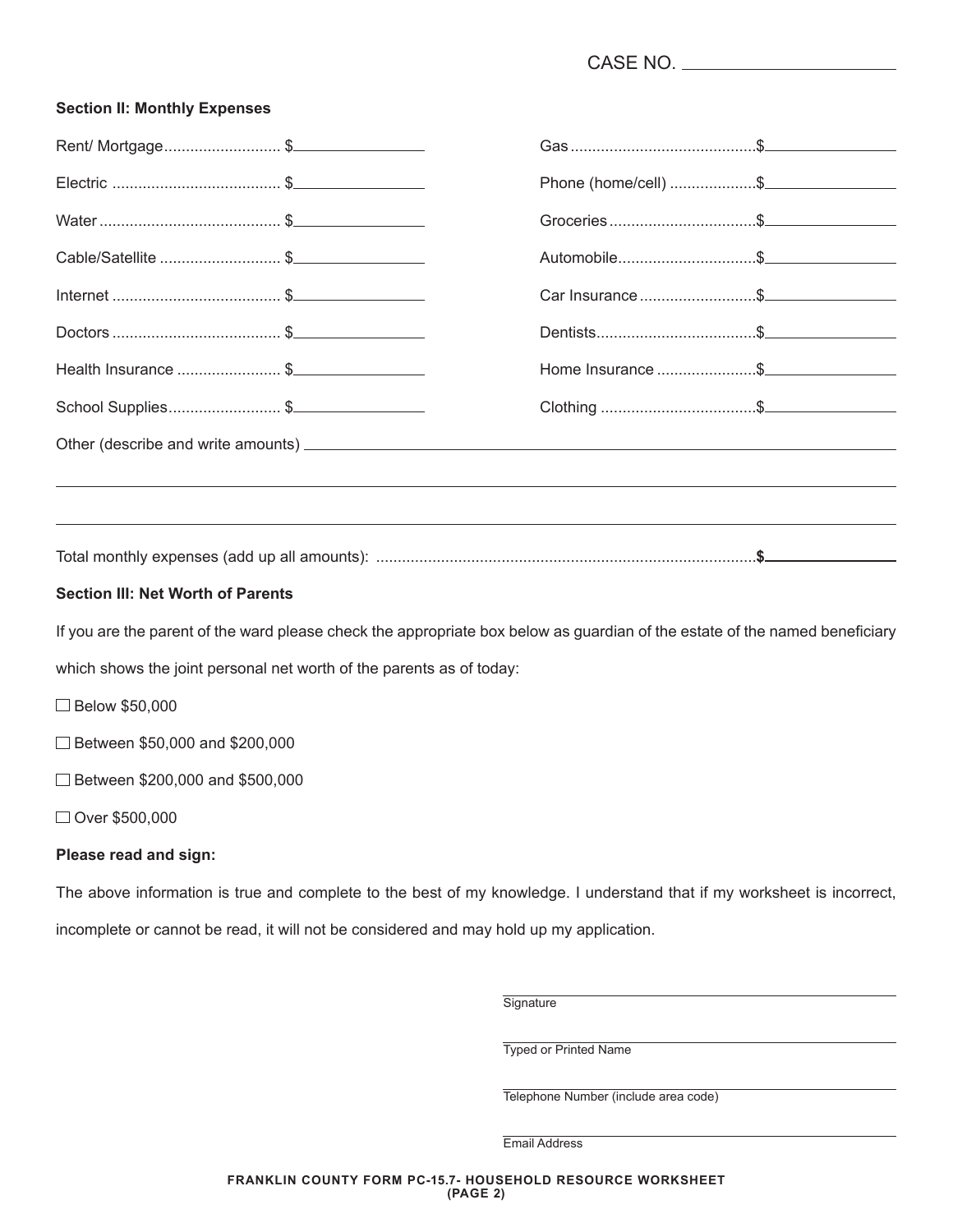CASE NO. ____________________

**Section II: Monthly Expenses**

Rent/ Mortgage.......................... $______________

Gas.......................................... $______________

Electric ..................................... $______________

Phone (home/cell) .................... $______________

Water ........................................ $______________

Groceries ................................. $______________

Cable/Satellite ........................... $______________

Automobile................................ $______________

Internet ...................................... $______________

Car Insurance ........................... $______________

Doctors ...................................... $______________

Dentists..................................... $______________

Health Insurance ....................... $______________

Home Insurance ....................... $______________

School Supplies......................... $______________

Clothing .................................... $______________

Other (describe and write amounts) ______________________________________________

______________________________________________________________________

______________________________________________________________________

Total monthly expenses (add up all amounts): ............................................................................ $______________

**Section III: Net Worth of Parents**

If you are the parent of the ward please check the appropriate box below as guardian of the estate of the named beneficiary which shows the joint personal net worth of the parents as of today:

☐ Below $50,000

☐ Between $50,000 and $200,000

☐ Between $200,000 and $500,000

☐ Over $500,000

**Please read and sign:**

The above information is true and complete to the best of my knowledge. I understand that if my worksheet is incorrect, incomplete or cannot be read, it will not be considered and may hold up my application.

______________________________
Signature

______________________________
Typed or Printed Name

______________________________
Telephone Number (include area code)

______________________________
Email Address

**FRANKLIN COUNTY FORM PC-15.7- HOUSEHOLD RESOURCE WORKSHEET (PAGE 2)**